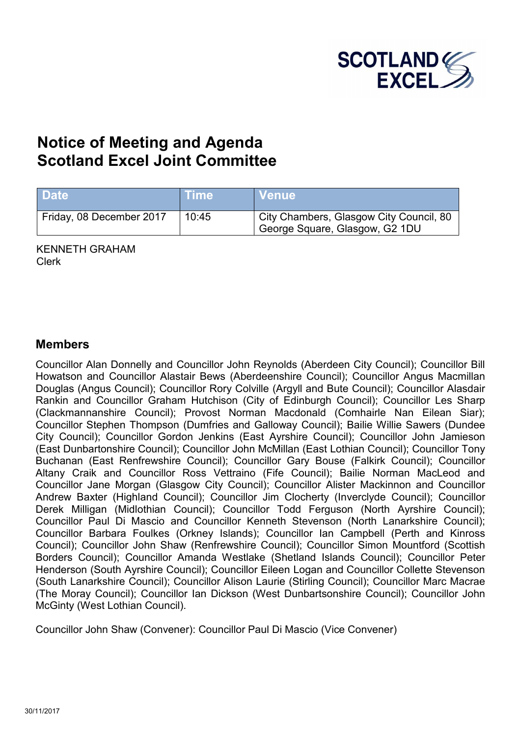SCOTLAND EXCEL

# Notice of Meeting and Agenda
# Scotland Excel Joint Committee

| Date | Time | Venue |
| --- | --- | --- |
| Friday, 08 December 2017 | 10:45 | City Chambers, Glasgow City Council, 80 George Square, Glasgow, G2 1DU |

KENNETH GRAHAM
Clerk

## Members

Councillor Alan Donnelly and Councillor John Reynolds (Aberdeen City Council); Councillor Bill Howatson and Councillor Alastair Bews (Aberdeenshire Council); Councillor Angus Macmillan Douglas (Angus Council); Councillor Rory Colville (Argyll and Bute Council); Councillor Alasdair Rankin and Councillor Graham Hutchison (City of Edinburgh Council); Councillor Les Sharp (Clackmannanshire Council); Provost Norman Macdonald (Comhairle Nan Eilean Siar); Councillor Stephen Thompson (Dumfries and Galloway Council); Bailie Willie Sawers (Dundee City Council); Councillor Gordon Jenkins (East Ayrshire Council); Councillor John Jamieson (East Dunbartonshire Council); Councillor John McMillan (East Lothian Council); Councillor Tony Buchanan (East Renfrewshire Council); Councillor Gary Bouse (Falkirk Council); Councillor Altany Craik and Councillor Ross Vettraino (Fife Council); Bailie Norman MacLeod and Councillor Jane Morgan (Glasgow City Council); Councillor Alister Mackinnon and Councillor Andrew Baxter (Highland Council); Councillor Jim Clocherty (Inverclyde Council); Councillor Derek Milligan (Midlothian Council); Councillor Todd Ferguson (North Ayrshire Council); Councillor Paul Di Mascio and Councillor Kenneth Stevenson (North Lanarkshire Council); Councillor Barbara Foulkes (Orkney Islands); Councillor Ian Campbell (Perth and Kinross Council); Councillor John Shaw (Renfrewshire Council); Councillor Simon Mountford (Scottish Borders Council); Councillor Amanda Westlake (Shetland Islands Council); Councillor Peter Henderson (South Ayrshire Council); Councillor Eileen Logan and Councillor Collette Stevenson (South Lanarkshire Council); Councillor Alison Laurie (Stirling Council); Councillor Marc Macrae (The Moray Council); Councillor Ian Dickson (West Dunbartsonshire Council); Councillor John McGinty (West Lothian Council).

Councillor John Shaw (Convener): Councillor Paul Di Mascio (Vice Convener)

30/11/2017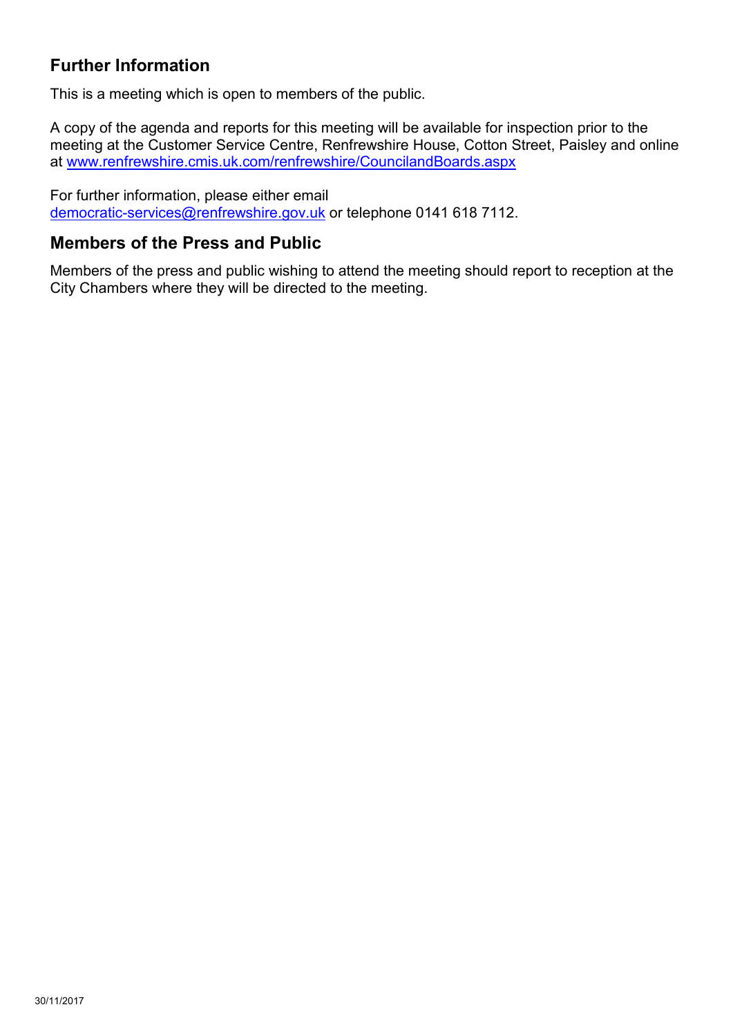## Further Information

This is a meeting which is open to members of the public.

A copy of the agenda and reports for this meeting will be available for inspection prior to the meeting at the Customer Service Centre, Renfrewshire House, Cotton Street, Paisley and online at www.renfrewshire.cmis.uk.com/renfrewshire/CouncilandBoards.aspx

For further information, please either email democratic-services@renfrewshire.gov.uk or telephone 0141 618 7112.

## Members of the Press and Public

Members of the press and public wishing to attend the meeting should report to reception at the City Chambers where they will be directed to the meeting.

30/11/2017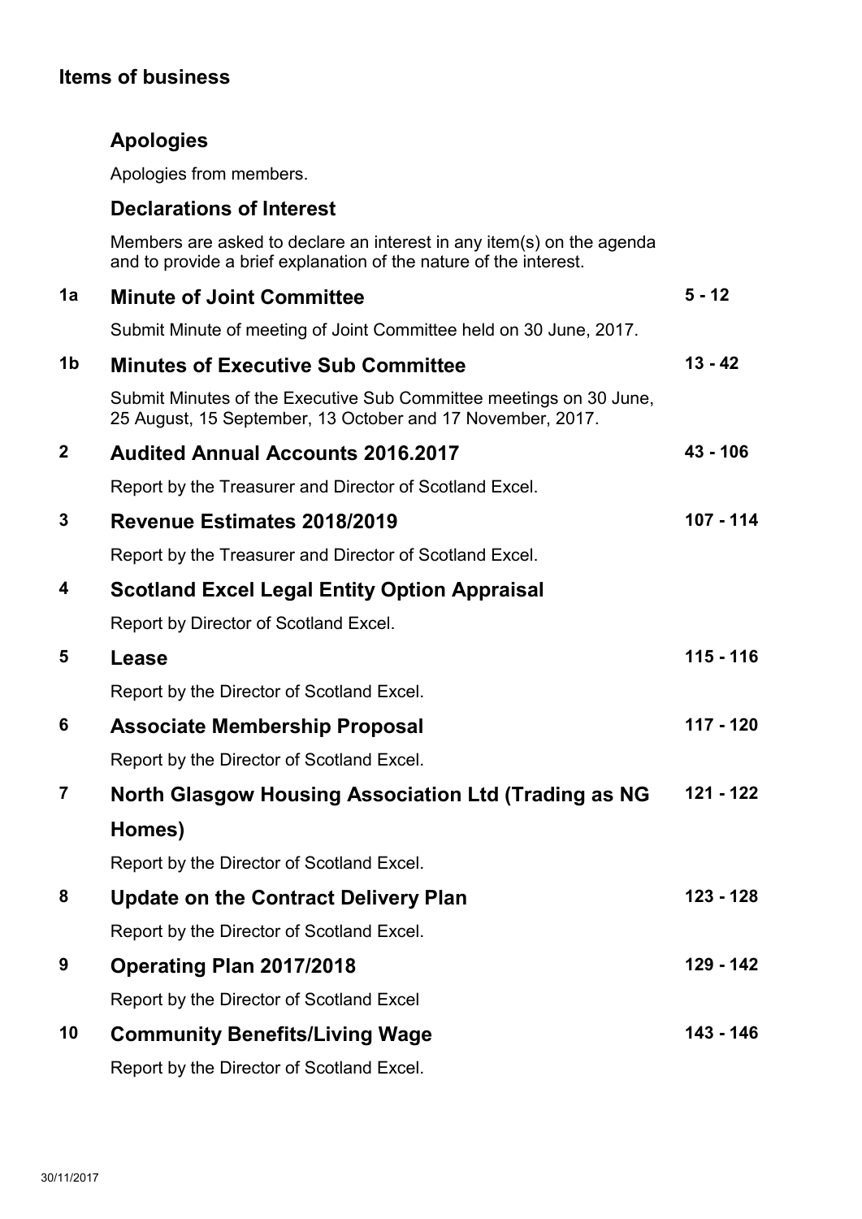## Items of business

### Apologies

Apologies from members.

### Declarations of Interest

Members are asked to declare an interest in any item(s) on the agenda and to provide a brief explanation of the nature of the interest.

| | | |
|---|---|---|
| **1a** | **Minute of Joint Committee**<br>Submit Minute of meeting of Joint Committee held on 30 June, 2017. | **5 - 12** |
| **1b** | **Minutes of Executive Sub Committee**<br>Submit Minutes of the Executive Sub Committee meetings on 30 June, 25 August, 15 September, 13 October and 17 November, 2017. | **13 - 42** |
| **2** | **Audited Annual Accounts 2016.2017**<br>Report by the Treasurer and Director of Scotland Excel. | **43 - 106** |
| **3** | **Revenue Estimates 2018/2019**<br>Report by the Treasurer and Director of Scotland Excel. | **107 - 114** |
| **4** | **Scotland Excel Legal Entity Option Appraisal**<br>Report by Director of Scotland Excel. | |
| **5** | **Lease**<br>Report by the Director of Scotland Excel. | **115 - 116** |
| **6** | **Associate Membership Proposal**<br>Report by the Director of Scotland Excel. | **117 - 120** |
| **7** | **North Glasgow Housing Association Ltd (Trading as NG Homes)**<br>Report by the Director of Scotland Excel. | **121 - 122** |
| **8** | **Update on the Contract Delivery Plan**<br>Report by the Director of Scotland Excel. | **123 - 128** |
| **9** | **Operating Plan 2017/2018**<br>Report by the Director of Scotland Excel | **129 - 142** |
| **10** | **Community Benefits/Living Wage**<br>Report by the Director of Scotland Excel. | **143 - 146** |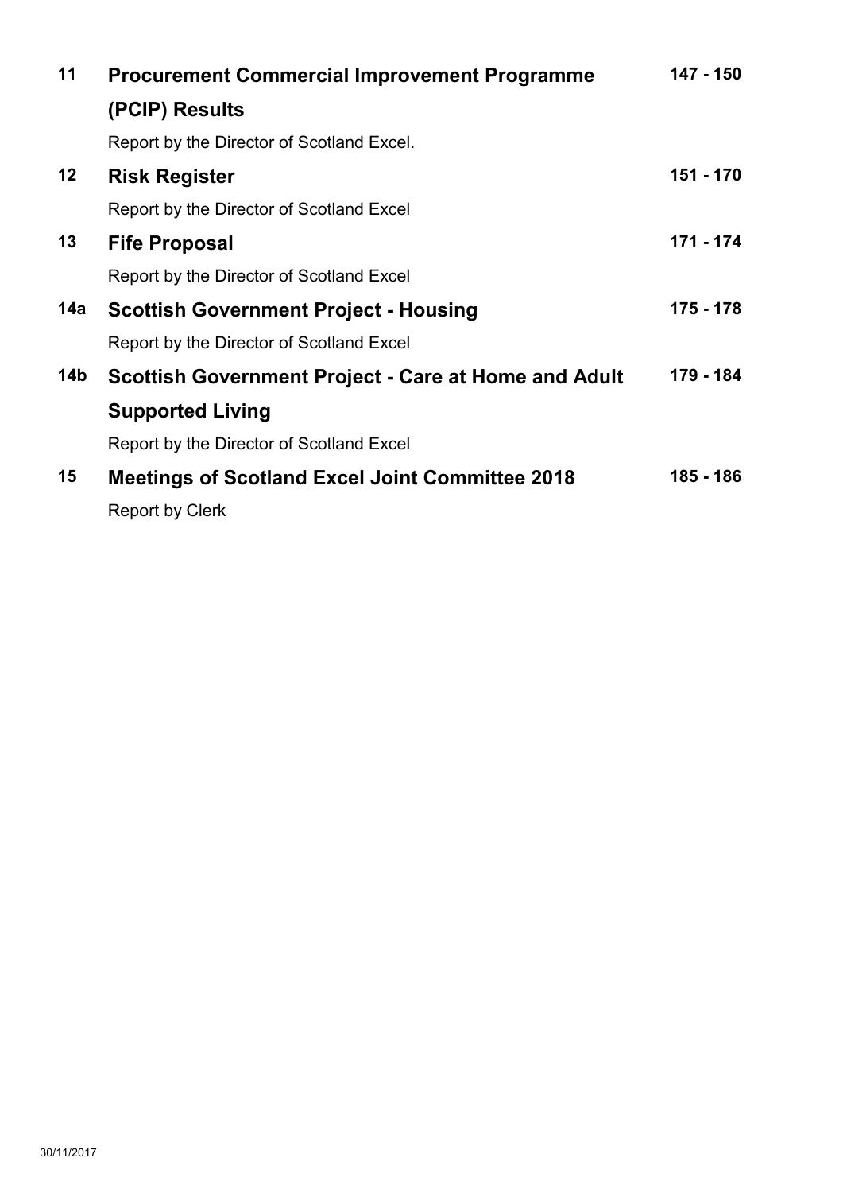| | | |
|---|---|---|
| 11 | **Procurement Commercial Improvement Programme (PCIP) Results**<br>Report by the Director of Scotland Excel. | 147 - 150 |
| 12 | **Risk Register**<br>Report by the Director of Scotland Excel | 151 - 170 |
| 13 | **Fife Proposal**<br>Report by the Director of Scotland Excel | 171 - 174 |
| 14a | **Scottish Government Project - Housing**<br>Report by the Director of Scotland Excel | 175 - 178 |
| 14b | **Scottish Government Project - Care at Home and Adult Supported Living**<br>Report by the Director of Scotland Excel | 179 - 184 |
| 15 | **Meetings of Scotland Excel Joint Committee 2018**<br>Report by Clerk | 185 - 186 |

30/11/2017